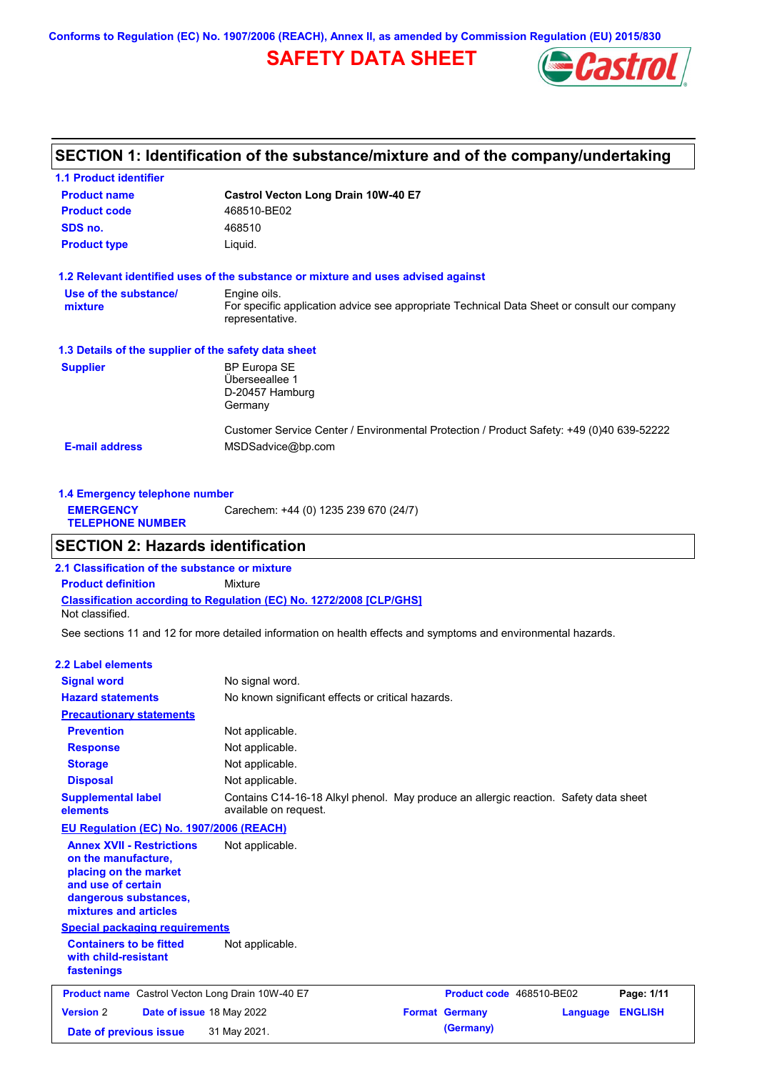Conforms to Regulation (EC) No. 1907/2006 (REACH), Annex II, as amended by Commission Regulation (EU) 2015/830

# SAFETY DATA SHEET

## SECTION 1: Identification of the substance/mixture and of the company/undertaking

### 1.1 Product identifier

| | |
|---|---|
| **Product name** | **Castrol Vecton Long Drain 10W-40 E7** |
| **Product code** | 468510-BE02 |
| **SDS no.** | 468510 |
| **Product type** | Liquid. |

### 1.2 Relevant identified uses of the substance or mixture and uses advised against

**Use of the substance/ mixture**: Engine oils.
For specific application advice see appropriate Technical Data Sheet or consult our company representative.

### 1.3 Details of the supplier of the safety data sheet

**Supplier**: BP Europa SE
Überseeallee 1
D-20457 Hamburg
Germany

Customer Service Center / Environmental Protection / Product Safety: +49 (0)40 639-52222

**E-mail address**: MSDSadvice@bp.com

### 1.4 Emergency telephone number

**EMERGENCY TELEPHONE NUMBER**: Carechem: +44 (0) 1235 239 670 (24/7)

## SECTION 2: Hazards identification

### 2.1 Classification of the substance or mixture

**Product definition**: Mixture

**Classification according to Regulation (EC) No. 1272/2008 [CLP/GHS]**
Not classified.

See sections 11 and 12 for more detailed information on health effects and symptoms and environmental hazards.

### 2.2 Label elements

| | |
|---|---|
| **Signal word** | No signal word. |
| **Hazard statements** | No known significant effects or critical hazards. |

**Precautionary statements**

| | |
|---|---|
| **Prevention** | Not applicable. |
| **Response** | Not applicable. |
| **Storage** | Not applicable. |
| **Disposal** | Not applicable. |
| **Supplemental label elements** | Contains C14-16-18 Alkyl phenol. May produce an allergic reaction. Safety data sheet available on request. |

**EU Regulation (EC) No. 1907/2006 (REACH)**

**Annex XVII - Restrictions on the manufacture, placing on the market and use of certain dangerous substances, mixtures and articles**: Not applicable.

**Special packaging requirements**

**Containers to be fitted with child-resistant fastenings**: Not applicable.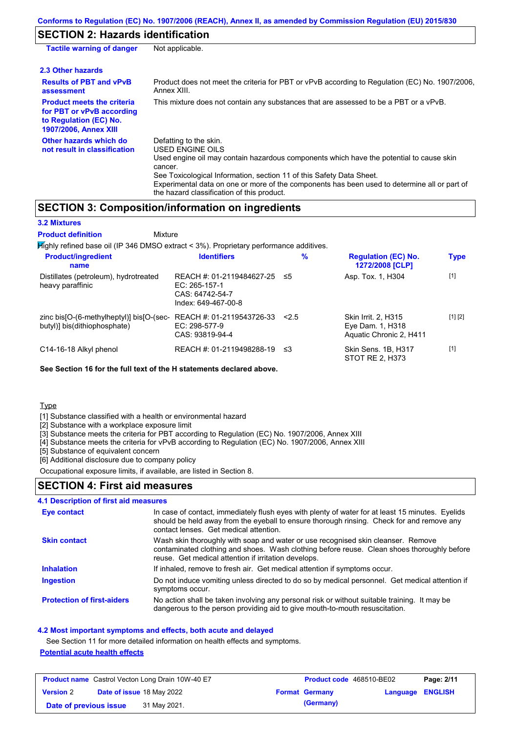## SECTION 2: Hazards identification

**Tactile warning of danger** Not applicable.

### 2.3 Other hazards

**Results of PBT and vPvB assessment**
Product does not meet the criteria for PBT or vPvB according to Regulation (EC) No. 1907/2006, Annex XIII.

**Product meets the criteria for PBT or vPvB according to Regulation (EC) No. 1907/2006, Annex XIII**
This mixture does not contain any substances that are assessed to be a PBT or a vPvB.

**Other hazards which do not result in classification**
Defatting to the skin.
USED ENGINE OILS
Used engine oil may contain hazardous components which have the potential to cause skin cancer.
See Toxicological Information, section 11 of this Safety Data Sheet.
Experimental data on one or more of the components has been used to determine all or part of the hazard classification of this product.

## SECTION 3: Composition/information on ingredients

### 3.2 Mixtures

**Product definition** Mixture

Highly refined base oil (IP 346 DMSO extract < 3%). Proprietary performance additives.

| Product/ingredient name | Identifiers | % | Regulation (EC) No. 1272/2008 [CLP] | Type |
|---|---|---|---|---|
| Distillates (petroleum), hydrotreated heavy paraffinic | REACH #: 01-2119484627-25<br>EC: 265-157-1<br>CAS: 64742-54-7<br>Index: 649-467-00-8 | ≤5 | Asp. Tox. 1, H304 | [1] |
| zinc bis[O-(6-methylheptyl)] bis[O-(sec-butyl)] bis(dithiophosphate) | REACH #: 01-2119543726-33<br>EC: 298-577-9<br>CAS: 93819-94-4 | <2.5 | Skin Irrit. 2, H315<br>Eye Dam. 1, H318<br>Aquatic Chronic 2, H411 | [1] [2] |
| C14-16-18 Alkyl phenol | REACH #: 01-2119498288-19 | ≤3 | Skin Sens. 1B, H317<br>STOT RE 2, H373 | [1] |

**See Section 16 for the full text of the H statements declared above.**

Type

[1] Substance classified with a health or environmental hazard
[2] Substance with a workplace exposure limit
[3] Substance meets the criteria for PBT according to Regulation (EC) No. 1907/2006, Annex XIII
[4] Substance meets the criteria for vPvB according to Regulation (EC) No. 1907/2006, Annex XIII
[5] Substance of equivalent concern
[6] Additional disclosure due to company policy

Occupational exposure limits, if available, are listed in Section 8.

## SECTION 4: First aid measures

### 4.1 Description of first aid measures

**Eye contact**
In case of contact, immediately flush eyes with plenty of water for at least 15 minutes. Eyelids should be held away from the eyeball to ensure thorough rinsing. Check for and remove any contact lenses. Get medical attention.

**Skin contact**
Wash skin thoroughly with soap and water or use recognised skin cleanser. Remove contaminated clothing and shoes. Wash clothing before reuse. Clean shoes thoroughly before reuse. Get medical attention if irritation develops.

**Inhalation**
If inhaled, remove to fresh air. Get medical attention if symptoms occur.

**Ingestion**
Do not induce vomiting unless directed to do so by medical personnel. Get medical attention if symptoms occur.

**Protection of first-aiders**
No action shall be taken involving any personal risk or without suitable training. It may be dangerous to the person providing aid to give mouth-to-mouth resuscitation.

### 4.2 Most important symptoms and effects, both acute and delayed

See Section 11 for more detailed information on health effects and symptoms.

**Potential acute health effects**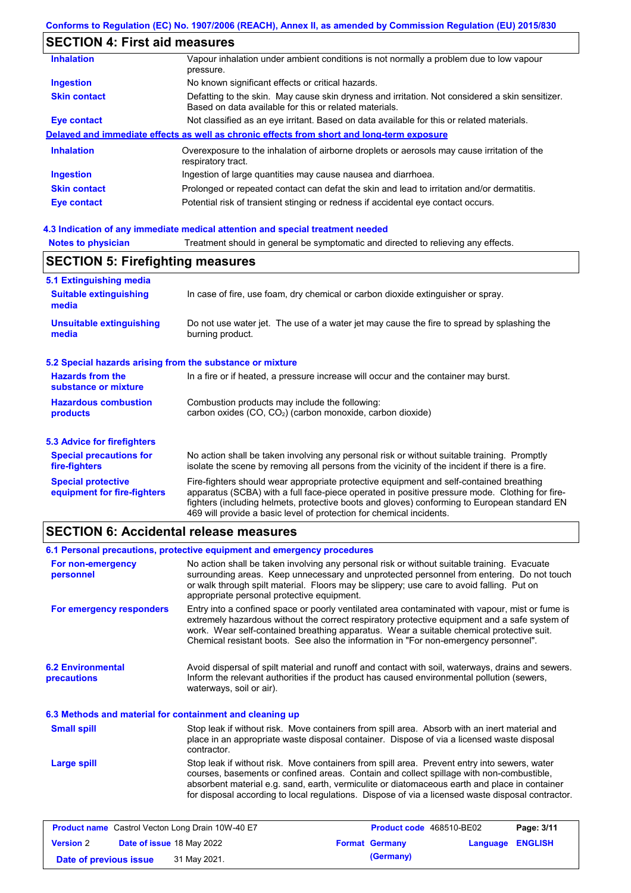Conforms to Regulation (EC) No. 1907/2006 (REACH), Annex II, as amended by Commission Regulation (EU) 2015/830

## SECTION 4: First aid measures

| | |
|---|---|
| **Inhalation** | Vapour inhalation under ambient conditions is not normally a problem due to low vapour pressure. |
| **Ingestion** | No known significant effects or critical hazards. |
| **Skin contact** | Defatting to the skin. May cause skin dryness and irritation. Not considered a skin sensitizer. Based on data available for this or related materials. |
| **Eye contact** | Not classified as an eye irritant. Based on data available for this or related materials. |

**Delayed and immediate effects as well as chronic effects from short and long-term exposure**

| | |
|---|---|
| **Inhalation** | Overexposure to the inhalation of airborne droplets or aerosols may cause irritation of the respiratory tract. |
| **Ingestion** | Ingestion of large quantities may cause nausea and diarrhoea. |
| **Skin contact** | Prolonged or repeated contact can defat the skin and lead to irritation and/or dermatitis. |
| **Eye contact** | Potential risk of transient stinging or redness if accidental eye contact occurs. |

### 4.3 Indication of any immediate medical attention and special treatment needed

| | |
|---|---|
| **Notes to physician** | Treatment should in general be symptomatic and directed to relieving any effects. |

## SECTION 5: Firefighting measures

### 5.1 Extinguishing media

| | |
|---|---|
| **Suitable extinguishing media** | In case of fire, use foam, dry chemical or carbon dioxide extinguisher or spray. |
| **Unsuitable extinguishing media** | Do not use water jet. The use of a water jet may cause the fire to spread by splashing the burning product. |

### 5.2 Special hazards arising from the substance or mixture

| | |
|---|---|
| **Hazards from the substance or mixture** | In a fire or if heated, a pressure increase will occur and the container may burst. |
| **Hazardous combustion products** | Combustion products may include the following: carbon oxides (CO, $CO_2$) (carbon monoxide, carbon dioxide) |

### 5.3 Advice for firefighters

| | |
|---|---|
| **Special precautions for fire-fighters** | No action shall be taken involving any personal risk or without suitable training. Promptly isolate the scene by removing all persons from the vicinity of the incident if there is a fire. |
| **Special protective equipment for fire-fighters** | Fire-fighters should wear appropriate protective equipment and self-contained breathing apparatus (SCBA) with a full face-piece operated in positive pressure mode. Clothing for fire-fighters (including helmets, protective boots and gloves) conforming to European standard EN 469 will provide a basic level of protection for chemical incidents. |

## SECTION 6: Accidental release measures

### 6.1 Personal precautions, protective equipment and emergency procedures

| | |
|---|---|
| **For non-emergency personnel** | No action shall be taken involving any personal risk or without suitable training. Evacuate surrounding areas. Keep unnecessary and unprotected personnel from entering. Do not touch or walk through spilt material. Floors may be slippery; use care to avoid falling. Put on appropriate personal protective equipment. |
| **For emergency responders** | Entry into a confined space or poorly ventilated area contaminated with vapour, mist or fume is extremely hazardous without the correct respiratory protective equipment and a safe system of work. Wear self-contained breathing apparatus. Wear a suitable chemical protective suit. Chemical resistant boots. See also the information in "For non-emergency personnel". |

| | |
|---|---|
| **6.2 Environmental precautions** | Avoid dispersal of spilt material and runoff and contact with soil, waterways, drains and sewers. Inform the relevant authorities if the product has caused environmental pollution (sewers, waterways, soil or air). |

### 6.3 Methods and material for containment and cleaning up

| | |
|---|---|
| **Small spill** | Stop leak if without risk. Move containers from spill area. Absorb with an inert material and place in an appropriate waste disposal container. Dispose of via a licensed waste disposal contractor. |
| **Large spill** | Stop leak if without risk. Move containers from spill area. Prevent entry into sewers, water courses, basements or confined areas. Contain and collect spillage with non-combustible, absorbent material e.g. sand, earth, vermiculite or diatomaceous earth and place in container for disposal according to local regulations. Dispose of via a licensed waste disposal contractor. |

| | | | |
|---|---|---|---|
| **Product name** Castrol Vecton Long Drain 10W-40 E7 | | **Product code** 468510-BE02 | |
| **Version** 2 | **Date of issue** 18 May 2022 | **Format** Germany (Germany) | **Language** ENGLISH |
| **Date of previous issue** 31 May 2021. | | | |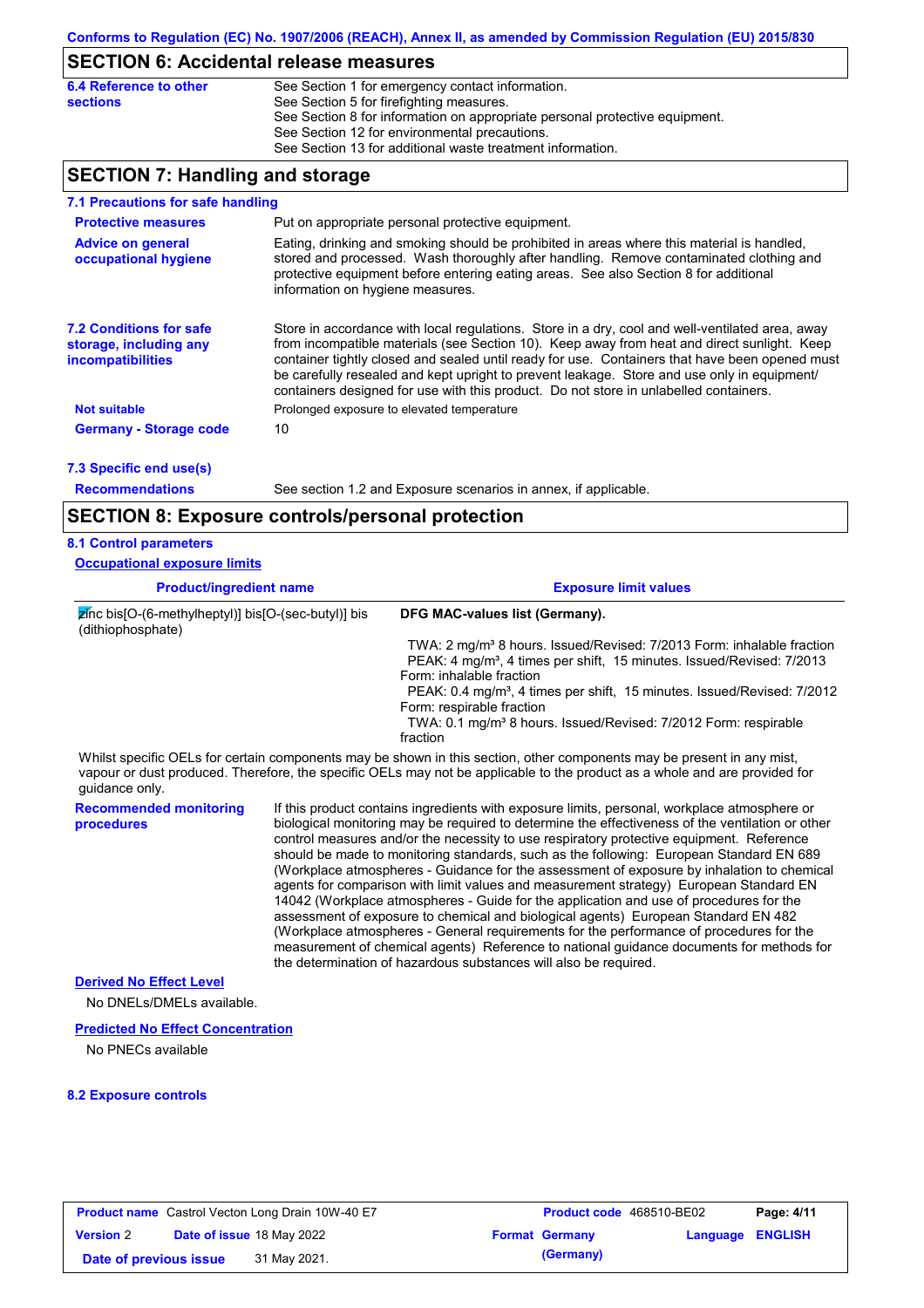Conforms to Regulation (EC) No. 1907/2006 (REACH), Annex II, as amended by Commission Regulation (EU) 2015/830

## SECTION 6: Accidental release measures

**6.4 Reference to other sections**

See Section 1 for emergency contact information.
See Section 5 for firefighting measures.
See Section 8 for information on appropriate personal protective equipment.
See Section 12 for environmental precautions.
See Section 13 for additional waste treatment information.

## SECTION 7: Handling and storage

### 7.1 Precautions for safe handling

**Protective measures**

Put on appropriate personal protective equipment.

**Advice on general occupational hygiene**

Eating, drinking and smoking should be prohibited in areas where this material is handled, stored and processed. Wash thoroughly after handling. Remove contaminated clothing and protective equipment before entering eating areas. See also Section 8 for additional information on hygiene measures.

### 7.2 Conditions for safe storage, including any incompatibilities

Store in accordance with local regulations. Store in a dry, cool and well-ventilated area, away from incompatible materials (see Section 10). Keep away from heat and direct sunlight. Keep container tightly closed and sealed until ready for use. Containers that have been opened must be carefully resealed and kept upright to prevent leakage. Store and use only in equipment/ containers designed for use with this product. Do not store in unlabelled containers.

**Not suitable**

Prolonged exposure to elevated temperature

**Germany - Storage code**

10

### 7.3 Specific end use(s)

**Recommendations**

See section 1.2 and Exposure scenarios in annex, if applicable.

## SECTION 8: Exposure controls/personal protection

### 8.1 Control parameters

**Occupational exposure limits**

| Product/ingredient name | Exposure limit values |
|---|---|
| zinc bis[O-(6-methylheptyl)] bis[O-(sec-butyl)] bis (dithiophosphate) | **DFG MAC-values list (Germany).**<br>TWA: 2 mg/m³ 8 hours. Issued/Revised: 7/2013 Form: inhalable fraction<br>PEAK: 4 mg/m³, 4 times per shift, 15 minutes. Issued/Revised: 7/2013 Form: inhalable fraction<br>PEAK: 0.4 mg/m³, 4 times per shift, 15 minutes. Issued/Revised: 7/2012 Form: respirable fraction<br>TWA: 0.1 mg/m³ 8 hours. Issued/Revised: 7/2012 Form: respirable fraction |

Whilst specific OELs for certain components may be shown in this section, other components may be present in any mist, vapour or dust produced. Therefore, the specific OELs may not be applicable to the product as a whole and are provided for guidance only.

**Recommended monitoring procedures**

If this product contains ingredients with exposure limits, personal, workplace atmosphere or biological monitoring may be required to determine the effectiveness of the ventilation or other control measures and/or the necessity to use respiratory protective equipment. Reference should be made to monitoring standards, such as the following: European Standard EN 689 (Workplace atmospheres - Guidance for the assessment of exposure by inhalation to chemical agents for comparison with limit values and measurement strategy) European Standard EN 14042 (Workplace atmospheres - Guide for the application and use of procedures for the assessment of exposure to chemical and biological agents) European Standard EN 482 (Workplace atmospheres - General requirements for the performance of procedures for the measurement of chemical agents) Reference to national guidance documents for methods for the determination of hazardous substances will also be required.

**Derived No Effect Level**

No DNELs/DMELs available.

**Predicted No Effect Concentration**

No PNECs available

### 8.2 Exposure controls

| Product name Castrol Vecton Long Drain 10W-40 E7 | Product code 468510-BE02 | |
|---|---|---|
| Version 2 Date of issue 18 May 2022 | Format Germany (Germany) | Language ENGLISH |
| Date of previous issue 31 May 2021. | | |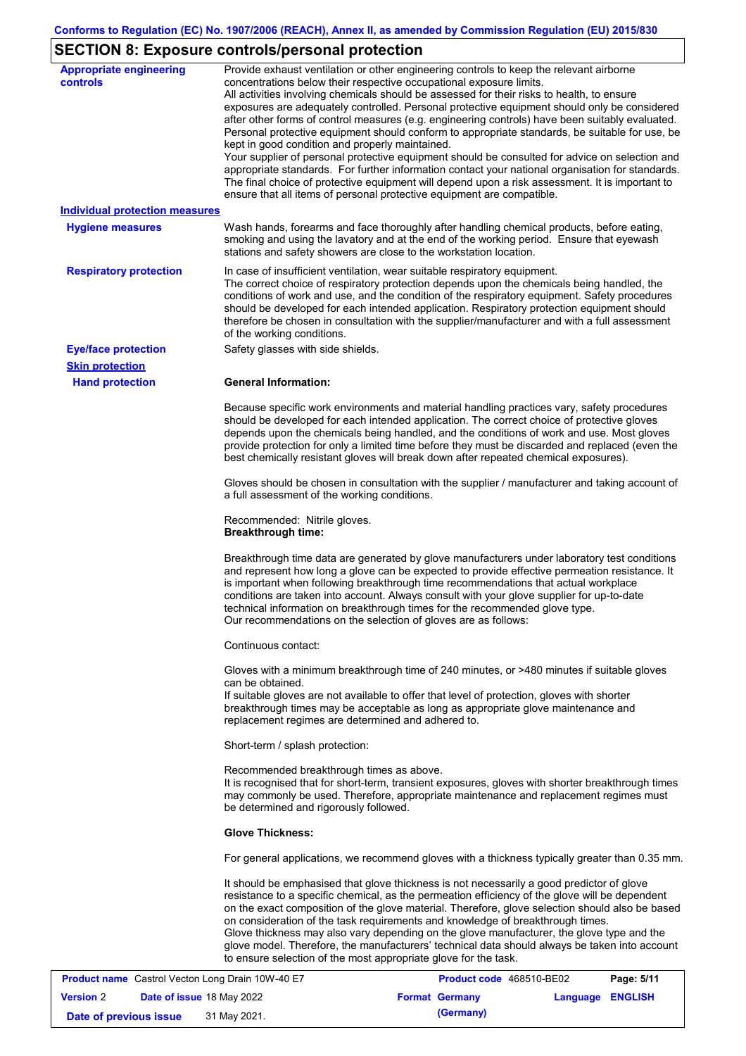## SECTION 8: Exposure controls/personal protection

**Appropriate engineering controls**

Provide exhaust ventilation or other engineering controls to keep the relevant airborne concentrations below their respective occupational exposure limits.
All activities involving chemicals should be assessed for their risks to health, to ensure exposures are adequately controlled. Personal protective equipment should only be considered after other forms of control measures (e.g. engineering controls) have been suitably evaluated. Personal protective equipment should conform to appropriate standards, be suitable for use, be kept in good condition and properly maintained.
Your supplier of personal protective equipment should be consulted for advice on selection and appropriate standards. For further information contact your national organisation for standards. The final choice of protective equipment will depend upon a risk assessment. It is important to ensure that all items of personal protective equipment are compatible.

**Individual protection measures**

**Hygiene measures**

Wash hands, forearms and face thoroughly after handling chemical products, before eating, smoking and using the lavatory and at the end of the working period. Ensure that eyewash stations and safety showers are close to the workstation location.

**Respiratory protection**

In case of insufficient ventilation, wear suitable respiratory equipment.
The correct choice of respiratory protection depends upon the chemicals being handled, the conditions of work and use, and the condition of the respiratory equipment. Safety procedures should be developed for each intended application. Respiratory protection equipment should therefore be chosen in consultation with the supplier/manufacturer and with a full assessment of the working conditions.

**Eye/face protection**

Safety glasses with side shields.

**Skin protection**

**Hand protection**

**General Information:**

Because specific work environments and material handling practices vary, safety procedures should be developed for each intended application. The correct choice of protective gloves depends upon the chemicals being handled, and the conditions of work and use. Most gloves provide protection for only a limited time before they must be discarded and replaced (even the best chemically resistant gloves will break down after repeated chemical exposures).

Gloves should be chosen in consultation with the supplier / manufacturer and taking account of a full assessment of the working conditions.

Recommended: Nitrile gloves.
**Breakthrough time:**

Breakthrough time data are generated by glove manufacturers under laboratory test conditions and represent how long a glove can be expected to provide effective permeation resistance. It is important when following breakthrough time recommendations that actual workplace conditions are taken into account. Always consult with your glove supplier for up-to-date technical information on breakthrough times for the recommended glove type.
Our recommendations on the selection of gloves are as follows:

Continuous contact:

Gloves with a minimum breakthrough time of 240 minutes, or >480 minutes if suitable gloves can be obtained.
If suitable gloves are not available to offer that level of protection, gloves with shorter breakthrough times may be acceptable as long as appropriate glove maintenance and replacement regimes are determined and adhered to.

Short-term / splash protection:

Recommended breakthrough times as above.
It is recognised that for short-term, transient exposures, gloves with shorter breakthrough times may commonly be used. Therefore, appropriate maintenance and replacement regimes must be determined and rigorously followed.

**Glove Thickness:**

For general applications, we recommend gloves with a thickness typically greater than 0.35 mm.

It should be emphasised that glove thickness is not necessarily a good predictor of glove resistance to a specific chemical, as the permeation efficiency of the glove will be dependent on the exact composition of the glove material. Therefore, glove selection should also be based on consideration of the task requirements and knowledge of breakthrough times.
Glove thickness may also vary depending on the glove manufacturer, the glove type and the glove model. Therefore, the manufacturers' technical data should always be taken into account to ensure selection of the most appropriate glove for the task.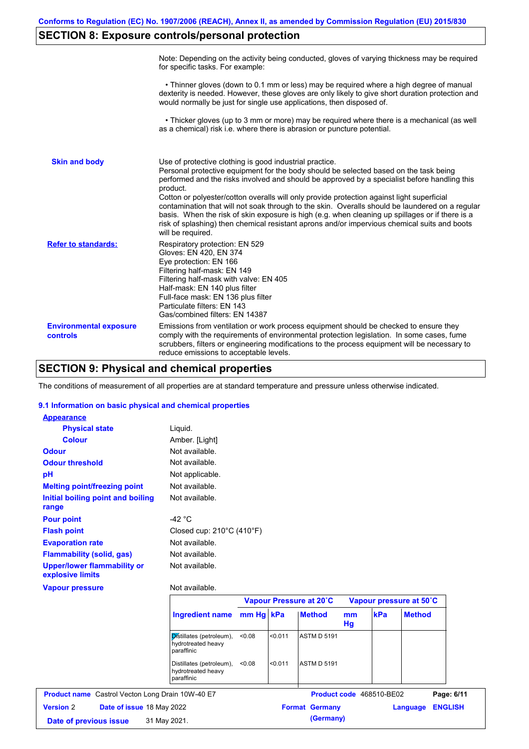## SECTION 8: Exposure controls/personal protection

Note: Depending on the activity being conducted, gloves of varying thickness may be required for specific tasks. For example:

• Thinner gloves (down to 0.1 mm or less) may be required where a high degree of manual dexterity is needed. However, these gloves are only likely to give short duration protection and would normally be just for single use applications, then disposed of.

• Thicker gloves (up to 3 mm or more) may be required where there is a mechanical (as well as a chemical) risk i.e. where there is abrasion or puncture potential.

**Skin and body**

Use of protective clothing is good industrial practice.
Personal protective equipment for the body should be selected based on the task being performed and the risks involved and should be approved by a specialist before handling this product.
Cotton or polyester/cotton overalls will only provide protection against light superficial contamination that will not soak through to the skin. Overalls should be laundered on a regular basis. When the risk of skin exposure is high (e.g. when cleaning up spillages or if there is a risk of splashing) then chemical resistant aprons and/or impervious chemical suits and boots will be required.

**Refer to standards:**

Respiratory protection: EN 529
Gloves: EN 420, EN 374
Eye protection: EN 166
Filtering half-mask: EN 149
Filtering half-mask with valve: EN 405
Half-mask: EN 140 plus filter
Full-face mask: EN 136 plus filter
Particulate filters: EN 143
Gas/combined filters: EN 14387

**Environmental exposure controls**

Emissions from ventilation or work process equipment should be checked to ensure they comply with the requirements of environmental protection legislation. In some cases, fume scrubbers, filters or engineering modifications to the process equipment will be necessary to reduce emissions to acceptable levels.

## SECTION 9: Physical and chemical properties

The conditions of measurement of all properties are at standard temperature and pressure unless otherwise indicated.

### 9.1 Information on basic physical and chemical properties

**Appearance**

| | |
|---|---|
| **Physical state** | Liquid. |
| **Colour** | Amber. [Light] |
| **Odour** | Not available. |
| **Odour threshold** | Not available. |
| **pH** | Not applicable. |
| **Melting point/freezing point** | Not available. |
| **Initial boiling point and boiling range** | Not available. |
| **Pour point** | -42 °C |
| **Flash point** | Closed cup: 210°C (410°F) |
| **Evaporation rate** | Not available. |
| **Flammability (solid, gas)** | Not available. |
| **Upper/lower flammability or explosive limits** | Not available. |
| **Vapour pressure** | Not available. |

| | Vapour Pressure at 20˚C | | | Vapour pressure at 50˚C | | |
|---|---|---|---|---|---|---|
| **Ingredient name** | **mm Hg** | **kPa** | **Method** | **mm Hg** | **kPa** | **Method** |
| Distillates (petroleum), hydrotreated heavy paraffinic | <0.08 | <0.011 | ASTM D 5191 | | | |
| Distillates (petroleum), hydrotreated heavy paraffinic | <0.08 | <0.011 | ASTM D 5191 | | | |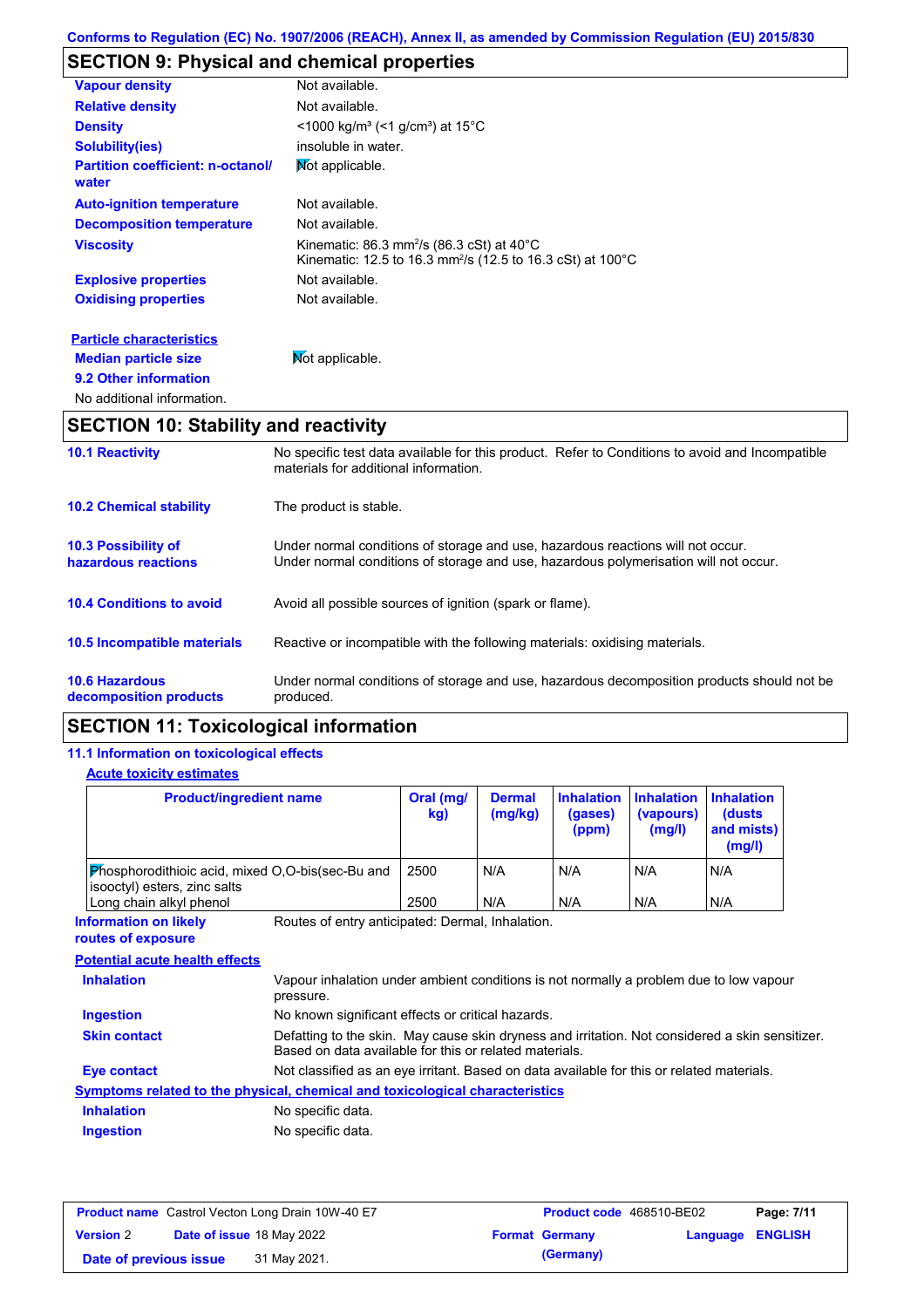## SECTION 9: Physical and chemical properties

| | |
|---|---|
| **Vapour density** | Not available. |
| **Relative density** | Not available. |
| **Density** | <1000 kg/m³ (<1 g/cm³) at 15°C |
| **Solubility(ies)** | insoluble in water. |
| **Partition coefficient: n-octanol/ water** | Not applicable. |
| **Auto-ignition temperature** | Not available. |
| **Decomposition temperature** | Not available. |
| **Viscosity** | Kinematic: 86.3 mm²/s (86.3 cSt) at 40°C<br>Kinematic: 12.5 to 16.3 mm²/s (12.5 to 16.3 cSt) at 100°C |
| **Explosive properties** | Not available. |
| **Oxidising properties** | Not available. |

**Particle characteristics**

**Median particle size** Not applicable.

**9.2 Other information**

No additional information.

## SECTION 10: Stability and reactivity

| | |
|---|---|
| **10.1 Reactivity** | No specific test data available for this product. Refer to Conditions to avoid and Incompatible materials for additional information. |
| **10.2 Chemical stability** | The product is stable. |
| **10.3 Possibility of hazardous reactions** | Under normal conditions of storage and use, hazardous reactions will not occur.<br>Under normal conditions of storage and use, hazardous polymerisation will not occur. |
| **10.4 Conditions to avoid** | Avoid all possible sources of ignition (spark or flame). |
| **10.5 Incompatible materials** | Reactive or incompatible with the following materials: oxidising materials. |
| **10.6 Hazardous decomposition products** | Under normal conditions of storage and use, hazardous decomposition products should not be produced. |

## SECTION 11: Toxicological information

### 11.1 Information on toxicological effects

**Acute toxicity estimates**

| Product/ingredient name | Oral (mg/kg) | Dermal (mg/kg) | Inhalation (gases) (ppm) | Inhalation (vapours) (mg/l) | Inhalation (dusts and mists) (mg/l) |
|---|---|---|---|---|---|
| Phosphorodithioic acid, mixed O,O-bis(sec-Bu and isooctyl) esters, zinc salts | 2500 | N/A | N/A | N/A | N/A |
| Long chain alkyl phenol | 2500 | N/A | N/A | N/A | N/A |

**Information on likely routes of exposure** Routes of entry anticipated: Dermal, Inhalation.

**Potential acute health effects**

| | |
|---|---|
| **Inhalation** | Vapour inhalation under ambient conditions is not normally a problem due to low vapour pressure. |
| **Ingestion** | No known significant effects or critical hazards. |
| **Skin contact** | Defatting to the skin. May cause skin dryness and irritation. Not considered a skin sensitizer. Based on data available for this or related materials. |
| **Eye contact** | Not classified as an eye irritant. Based on data available for this or related materials. |

**Symptoms related to the physical, chemical and toxicological characteristics**

| | |
|---|---|
| **Inhalation** | No specific data. |
| **Ingestion** | No specific data. |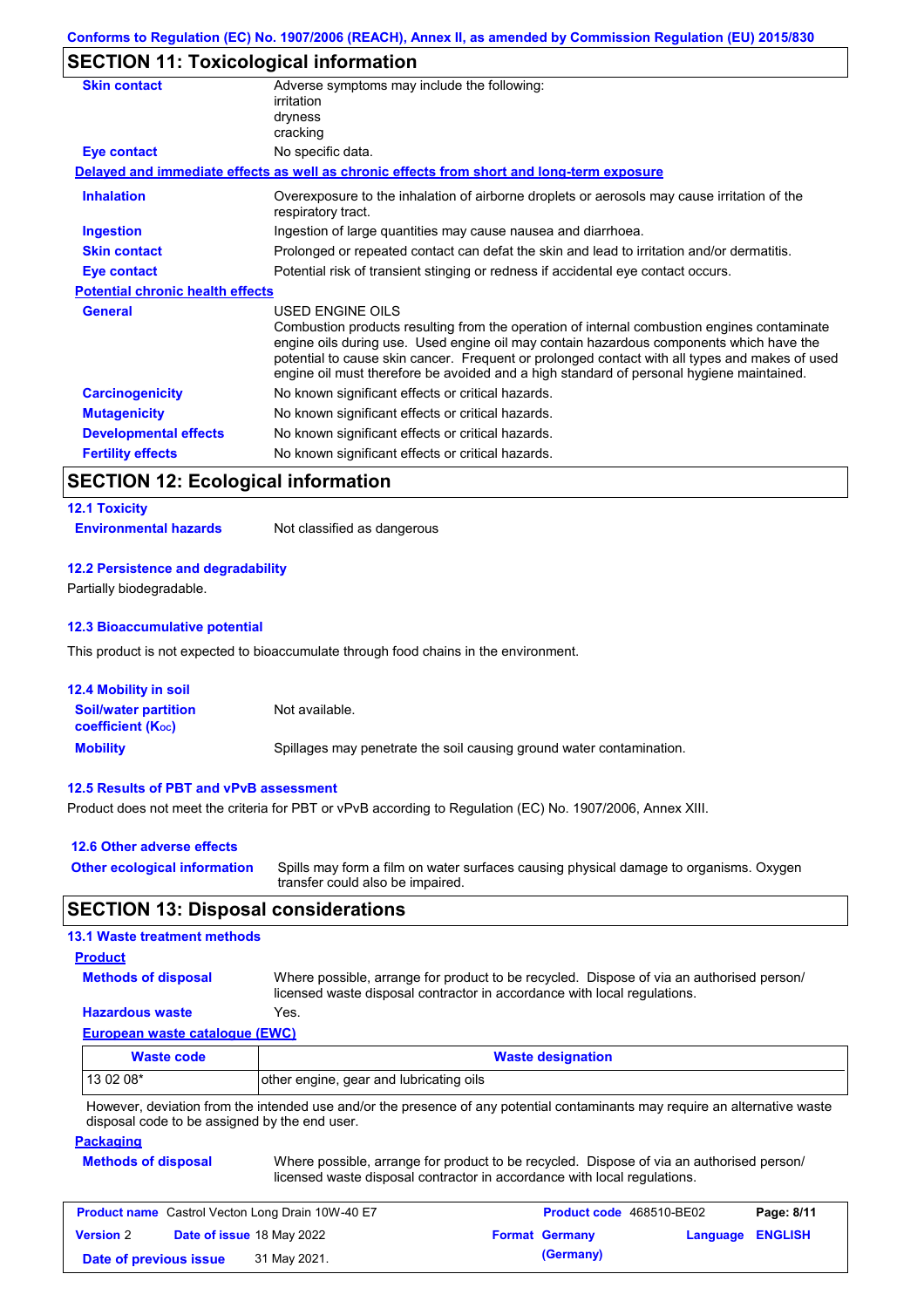## SECTION 11: Toxicological information

**Skin contact** Adverse symptoms may include the following:
irritation
dryness
cracking

**Eye contact** No specific data.

**Delayed and immediate effects as well as chronic effects from short and long-term exposure**

**Inhalation** Overexposure to the inhalation of airborne droplets or aerosols may cause irritation of the respiratory tract.

**Ingestion** Ingestion of large quantities may cause nausea and diarrhoea.

**Skin contact** Prolonged or repeated contact can defat the skin and lead to irritation and/or dermatitis.

**Eye contact** Potential risk of transient stinging or redness if accidental eye contact occurs.

**Potential chronic health effects**

**General** USED ENGINE OILS
Combustion products resulting from the operation of internal combustion engines contaminate engine oils during use. Used engine oil may contain hazardous components which have the potential to cause skin cancer. Frequent or prolonged contact with all types and makes of used engine oil must therefore be avoided and a high standard of personal hygiene maintained.

**Carcinogenicity** No known significant effects or critical hazards.

**Mutagenicity** No known significant effects or critical hazards.

**Developmental effects** No known significant effects or critical hazards.

**Fertility effects** No known significant effects or critical hazards.

## SECTION 12: Ecological information

### 12.1 Toxicity

**Environmental hazards** Not classified as dangerous

### 12.2 Persistence and degradability

Partially biodegradable.

### 12.3 Bioaccumulative potential

This product is not expected to bioaccumulate through food chains in the environment.

### 12.4 Mobility in soil

**Soil/water partition coefficient ($K_{OC}$)** Not available.

**Mobility** Spillages may penetrate the soil causing ground water contamination.

### 12.5 Results of PBT and vPvB assessment

Product does not meet the criteria for PBT or vPvB according to Regulation (EC) No. 1907/2006, Annex XIII.

### 12.6 Other adverse effects

**Other ecological information** Spills may form a film on water surfaces causing physical damage to organisms. Oxygen transfer could also be impaired.

## SECTION 13: Disposal considerations

### 13.1 Waste treatment methods

**Product**

**Methods of disposal** Where possible, arrange for product to be recycled. Dispose of via an authorised person/ licensed waste disposal contractor in accordance with local regulations.

**Hazardous waste** Yes.

**European waste catalogue (EWC)**

| Waste code | Waste designation |
|---|---|
| 13 02 08* | other engine, gear and lubricating oils |

However, deviation from the intended use and/or the presence of any potential contaminants may require an alternative waste disposal code to be assigned by the end user.

**Packaging**

**Methods of disposal** Where possible, arrange for product to be recycled. Dispose of via an authorised person/ licensed waste disposal contractor in accordance with local regulations.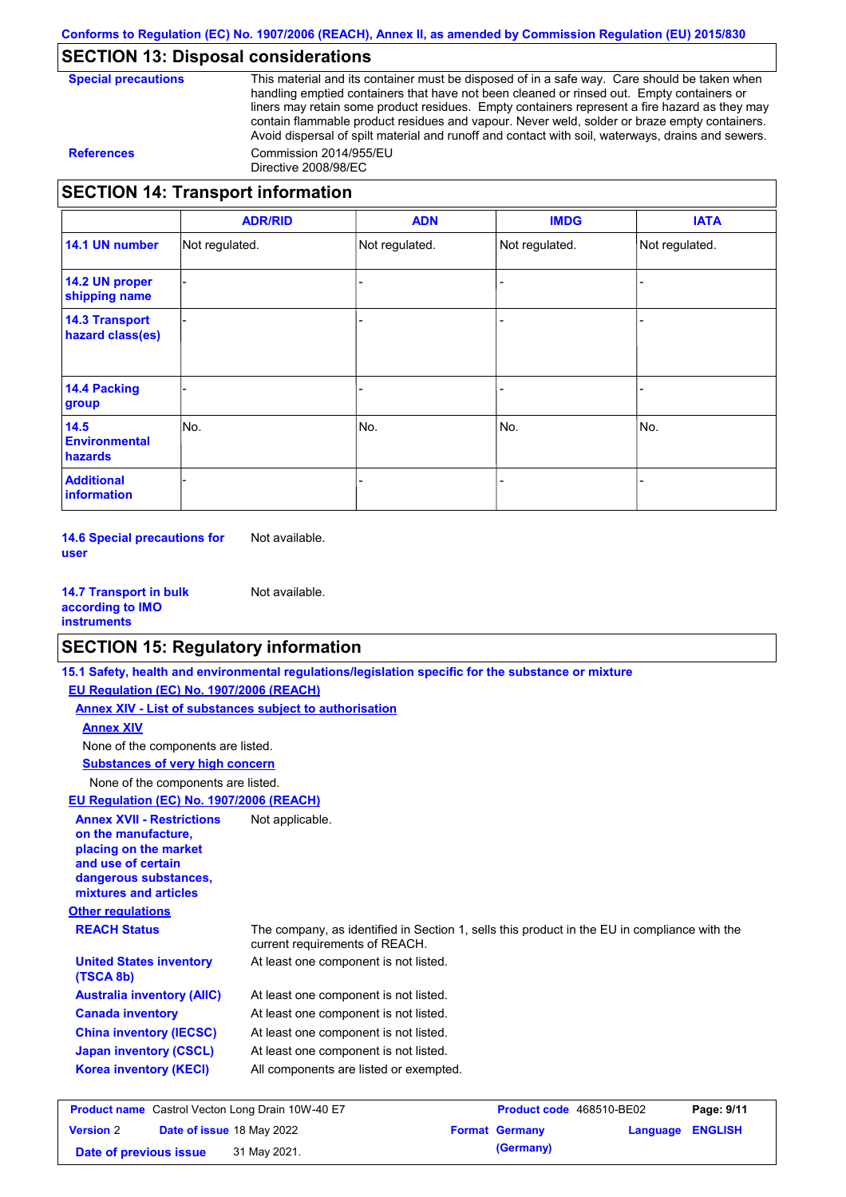## SECTION 13: Disposal considerations

**Special precautions**

This material and its container must be disposed of in a safe way. Care should be taken when handling emptied containers that have not been cleaned or rinsed out. Empty containers or liners may retain some product residues. Empty containers represent a fire hazard as they may contain flammable product residues and vapour. Never weld, solder or braze empty containers. Avoid dispersal of spilt material and runoff and contact with soil, waterways, drains and sewers.

**References**

Commission 2014/955/EU
Directive 2008/98/EC

## SECTION 14: Transport information

| | ADR/RID | ADN | IMDG | IATA |
|---|---|---|---|---|
| **14.1 UN number** | Not regulated. | Not regulated. | Not regulated. | Not regulated. |
| **14.2 UN proper shipping name** | - | - | - | - |
| **14.3 Transport hazard class(es)** | - | - | - | - |
| **14.4 Packing group** | - | - | - | - |
| **14.5 Environmental hazards** | No. | No. | No. | No. |
| **Additional information** | - | - | - | - |

**14.6 Special precautions for user** Not available.

**14.7 Transport in bulk according to IMO instruments** Not available.

## SECTION 15: Regulatory information

**15.1 Safety, health and environmental regulations/legislation specific for the substance or mixture**

**EU Regulation (EC) No. 1907/2006 (REACH)**

**Annex XIV - List of substances subject to authorisation**

**Annex XIV**

None of the components are listed.

**Substances of very high concern**

None of the components are listed.

**EU Regulation (EC) No. 1907/2006 (REACH)**

**Annex XVII - Restrictions on the manufacture, placing on the market and use of certain dangerous substances, mixtures and articles** Not applicable.

**Other regulations**

**REACH Status** The company, as identified in Section 1, sells this product in the EU in compliance with the current requirements of REACH.

**United States inventory (TSCA 8b)** At least one component is not listed.

**Australia inventory (AIIC)** At least one component is not listed.

**Canada inventory** At least one component is not listed.

**China inventory (IECSC)** At least one component is not listed.

**Japan inventory (CSCL)** At least one component is not listed.

**Korea inventory (KECI)** All components are listed or exempted.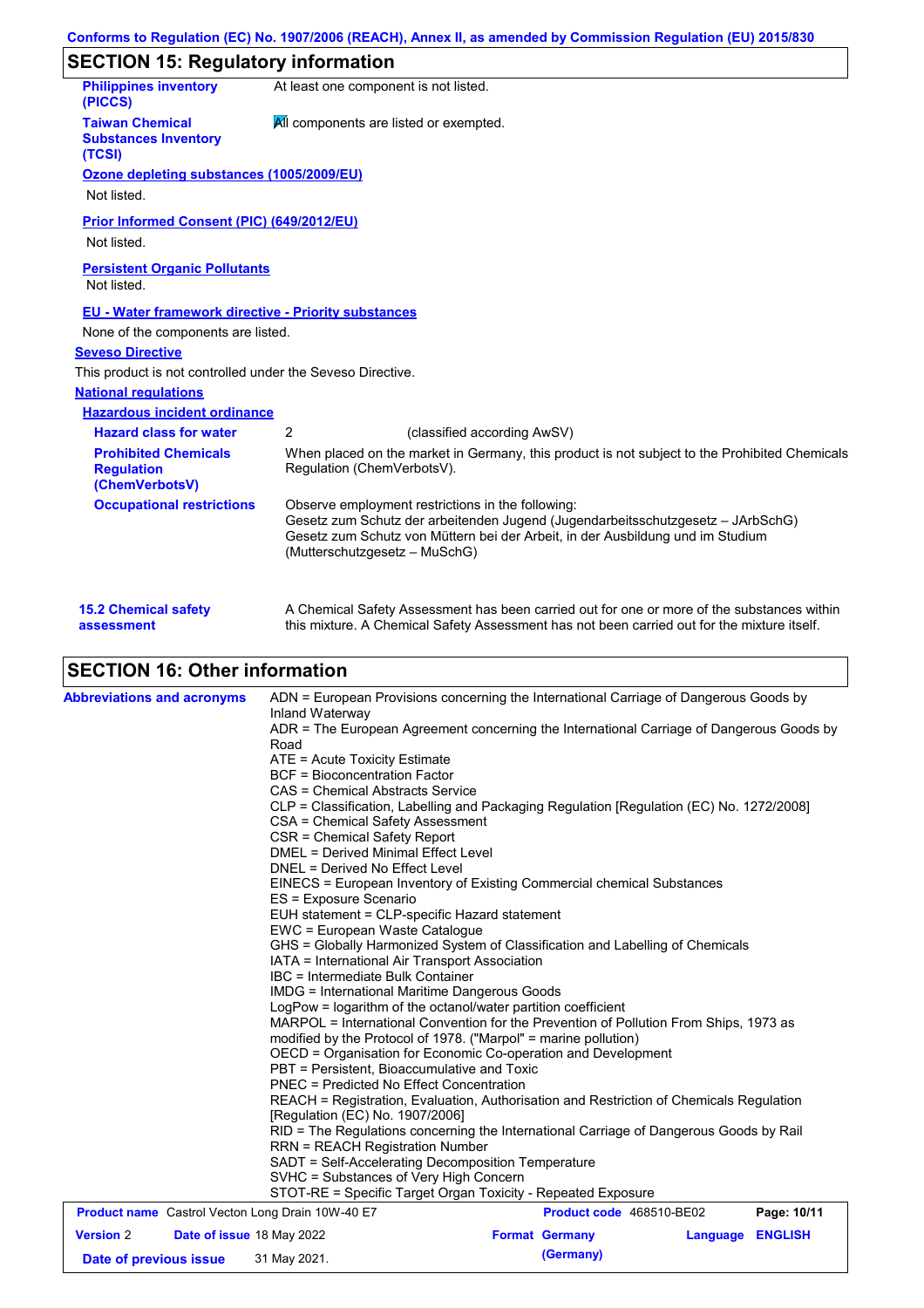Conforms to Regulation (EC) No. 1907/2006 (REACH), Annex II, as amended by Commission Regulation (EU) 2015/830

## SECTION 15: Regulatory information

**Philippines inventory (PICCS)**: At least one component is not listed.

**Taiwan Chemical Substances Inventory (TCSI)**: All components are listed or exempted.

**Ozone depleting substances (1005/2009/EU)**

Not listed.

**Prior Informed Consent (PIC) (649/2012/EU)**

Not listed.

**Persistent Organic Pollutants**

Not listed.

**EU - Water framework directive - Priority substances**

None of the components are listed.

**Seveso Directive**

This product is not controlled under the Seveso Directive.

**National regulations**

**Hazardous incident ordinance**

**Hazard class for water**: 2 (classified according AwSV)

**Prohibited Chemicals Regulation (ChemVerbotsV)**: When placed on the market in Germany, this product is not subject to the Prohibited Chemicals Regulation (ChemVerbotsV).

**Occupational restrictions**: Observe employment restrictions in the following:
Gesetz zum Schutz der arbeitenden Jugend (Jugendarbeitsschutzgesetz – JArbSchG)
Gesetz zum Schutz von Müttern bei der Arbeit, in der Ausbildung und im Studium (Mutterschutzgesetz – MuSchG)

**15.2 Chemical safety assessment**: A Chemical Safety Assessment has been carried out for one or more of the substances within this mixture. A Chemical Safety Assessment has not been carried out for the mixture itself.

## SECTION 16: Other information

**Abbreviations and acronyms**

ADN = European Provisions concerning the International Carriage of Dangerous Goods by Inland Waterway
ADR = The European Agreement concerning the International Carriage of Dangerous Goods by Road
ATE = Acute Toxicity Estimate
BCF = Bioconcentration Factor
CAS = Chemical Abstracts Service
CLP = Classification, Labelling and Packaging Regulation [Regulation (EC) No. 1272/2008]
CSA = Chemical Safety Assessment
CSR = Chemical Safety Report
DMEL = Derived Minimal Effect Level
DNEL = Derived No Effect Level
EINECS = European Inventory of Existing Commercial chemical Substances
ES = Exposure Scenario
EUH statement = CLP-specific Hazard statement
EWC = European Waste Catalogue
GHS = Globally Harmonized System of Classification and Labelling of Chemicals
IATA = International Air Transport Association
IBC = Intermediate Bulk Container
IMDG = International Maritime Dangerous Goods
LogPow = logarithm of the octanol/water partition coefficient
MARPOL = International Convention for the Prevention of Pollution From Ships, 1973 as modified by the Protocol of 1978. ("Marpol" = marine pollution)
OECD = Organisation for Economic Co-operation and Development
PBT = Persistent, Bioaccumulative and Toxic
PNEC = Predicted No Effect Concentration
REACH = Registration, Evaluation, Authorisation and Restriction of Chemicals Regulation [Regulation (EC) No. 1907/2006]
RID = The Regulations concerning the International Carriage of Dangerous Goods by Rail
RRN = REACH Registration Number
SADT = Self-Accelerating Decomposition Temperature
SVHC = Substances of Very High Concern
STOT-RE = Specific Target Organ Toxicity - Repeated Exposure

| Product name | Castrol Vecton Long Drain 10W-40 E7 | Product code | 468510-BE02 | Page: 10/11 |
|---|---|---|---|---|
| Version 2 | Date of issue 18 May 2022 | Format Germany (Germany) | Language ENGLISH | |
| Date of previous issue | 31 May 2021. | | | |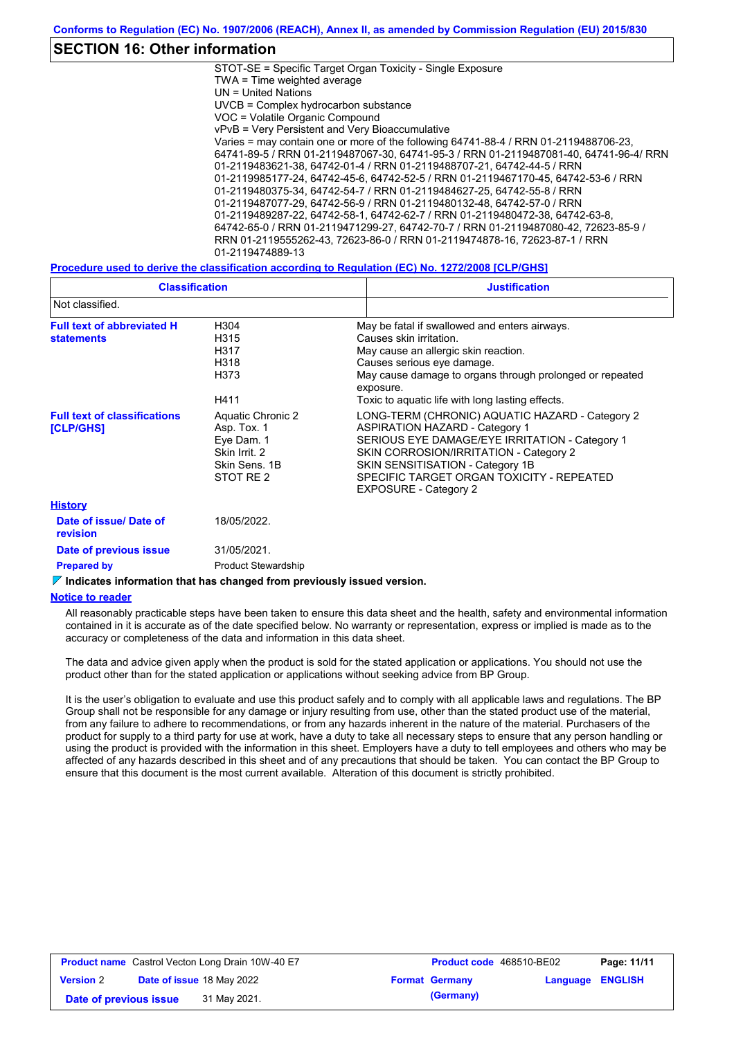## SECTION 16: Other information

STOT-SE = Specific Target Organ Toxicity - Single Exposure
TWA = Time weighted average
UN = United Nations
UVCB = Complex hydrocarbon substance
VOC = Volatile Organic Compound
vPvB = Very Persistent and Very Bioaccumulative
Varies = may contain one or more of the following 64741-88-4 / RRN 01-2119488706-23, 64741-89-5 / RRN 01-2119487067-30, 64741-95-3 / RRN 01-2119487081-40, 64741-96-4/ RRN 01-2119483621-38, 64742-01-4 / RRN 01-2119488707-21, 64742-44-5 / RRN 01-2119985177-24, 64742-45-6, 64742-52-5 / RRN 01-2119467170-45, 64742-53-6 / RRN 01-2119480375-34, 64742-54-7 / RRN 01-2119484627-25, 64742-55-8 / RRN 01-2119487077-29, 64742-56-9 / RRN 01-2119480132-48, 64742-57-0 / RRN 01-2119489287-22, 64742-58-1, 64742-62-7 / RRN 01-2119480472-38, 64742-63-8, 64742-65-0 / RRN 01-2119471299-27, 64742-70-7 / RRN 01-2119487080-42, 72623-85-9 / RRN 01-2119555262-43, 72623-86-0 / RRN 01-2119474878-16, 72623-87-1 / RRN 01-2119474889-13

**Procedure used to derive the classification according to Regulation (EC) No. 1272/2008 [CLP/GHS]**

| Classification | Justification |
|---|---|
| Not classified. | |

**Full text of abbreviated H statements**

| | | |
|---|---|---|
| H304 | May be fatal if swallowed and enters airways. |
| H315 | Causes skin irritation. |
| H317 | May cause an allergic skin reaction. |
| H318 | Causes serious eye damage. |
| H373 | May cause damage to organs through prolonged or repeated exposure. |
| H411 | Toxic to aquatic life with long lasting effects. |

**Full text of classifications [CLP/GHS]**

| | |
|---|---|
| Aquatic Chronic 2 | LONG-TERM (CHRONIC) AQUATIC HAZARD - Category 2 |
| Asp. Tox. 1 | ASPIRATION HAZARD - Category 1 |
| Eye Dam. 1 | SERIOUS EYE DAMAGE/EYE IRRITATION - Category 1 |
| Skin Irrit. 2 | SKIN CORROSION/IRRITATION - Category 2 |
| Skin Sens. 1B | SKIN SENSITISATION - Category 1B |
| STOT RE 2 | SPECIFIC TARGET ORGAN TOXICITY - REPEATED EXPOSURE - Category 2 |

**History**

**Date of issue/ Date of revision** 18/05/2022.

**Date of previous issue** 31/05/2021.

**Prepared by** Product Stewardship

**Indicates information that has changed from previously issued version.**

**Notice to reader**

All reasonably practicable steps have been taken to ensure this data sheet and the health, safety and environmental information contained in it is accurate as of the date specified below. No warranty or representation, express or implied is made as to the accuracy or completeness of the data and information in this data sheet.

The data and advice given apply when the product is sold for the stated application or applications. You should not use the product other than for the stated application or applications without seeking advice from BP Group.

It is the user's obligation to evaluate and use this product safely and to comply with all applicable laws and regulations. The BP Group shall not be responsible for any damage or injury resulting from use, other than the stated product use of the material, from any failure to adhere to recommendations, or from any hazards inherent in the nature of the material. Purchasers of the product for supply to a third party for use at work, have a duty to take all necessary steps to ensure that any person handling or using the product is provided with the information in this sheet. Employers have a duty to tell employees and others who may be affected of any hazards described in this sheet and of any precautions that should be taken. You can contact the BP Group to ensure that this document is the most current available. Alteration of this document is strictly prohibited.